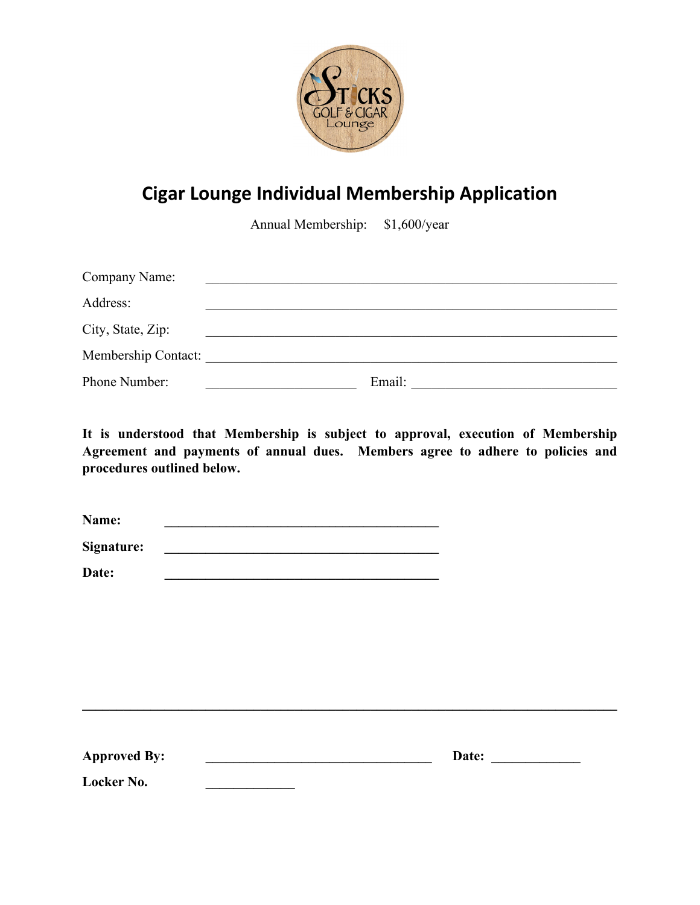# Cigar Lounge Individual Membership Application

Annual Membership: $1,600/year

Company Name: ______________________________________________

Address: ______________________________________________

City, State, Zip: ______________________________________________

Membership Contact: ______________________________________________

Phone Number: ____________________ Email: ____________________________

**It is understood that Membership is subject to approval, execution of Membership Agreement and payments of annual dues. Members agree to adhere to policies and procedures outlined below.**

**Name:** ________________________________________

**Signature:** ________________________________________

**Date:** ________________________________________

---

**Approved By:** ______________________________ **Date:** ____________

**Locker No.** ____________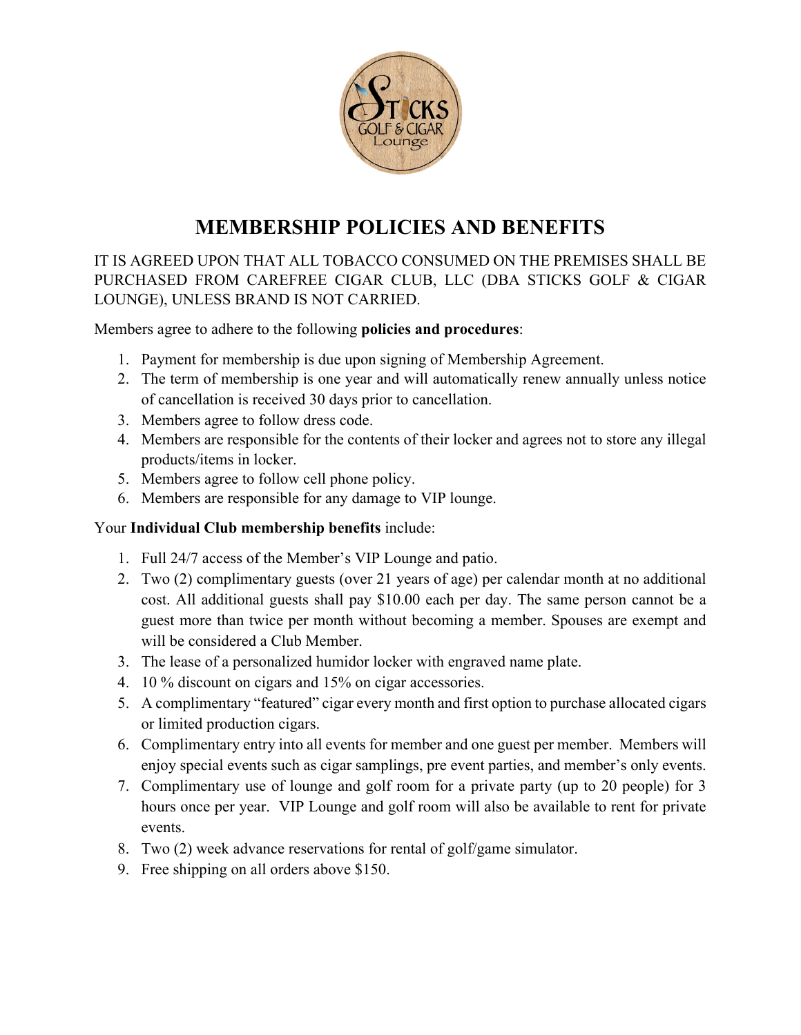# MEMBERSHIP POLICIES AND BENEFITS

IT IS AGREED UPON THAT ALL TOBACCO CONSUMED ON THE PREMISES SHALL BE PURCHASED FROM CAREFREE CIGAR CLUB, LLC (DBA STICKS GOLF & CIGAR LOUNGE), UNLESS BRAND IS NOT CARRIED.

Members agree to adhere to the following **policies and procedures**:

1. Payment for membership is due upon signing of Membership Agreement.
2. The term of membership is one year and will automatically renew annually unless notice of cancellation is received 30 days prior to cancellation.
3. Members agree to follow dress code.
4. Members are responsible for the contents of their locker and agrees not to store any illegal products/items in locker.
5. Members agree to follow cell phone policy.
6. Members are responsible for any damage to VIP lounge.

Your **Individual Club membership benefits** include:

1. Full 24/7 access of the Member's VIP Lounge and patio.
2. Two (2) complimentary guests (over 21 years of age) per calendar month at no additional cost. All additional guests shall pay $10.00 each per day. The same person cannot be a guest more than twice per month without becoming a member. Spouses are exempt and will be considered a Club Member.
3. The lease of a personalized humidor locker with engraved name plate.
4. 10 % discount on cigars and 15% on cigar accessories.
5. A complimentary "featured" cigar every month and first option to purchase allocated cigars or limited production cigars.
6. Complimentary entry into all events for member and one guest per member. Members will enjoy special events such as cigar samplings, pre event parties, and member's only events.
7. Complimentary use of lounge and golf room for a private party (up to 20 people) for 3 hours once per year. VIP Lounge and golf room will also be available to rent for private events.
8. Two (2) week advance reservations for rental of golf/game simulator.
9. Free shipping on all orders above $150.